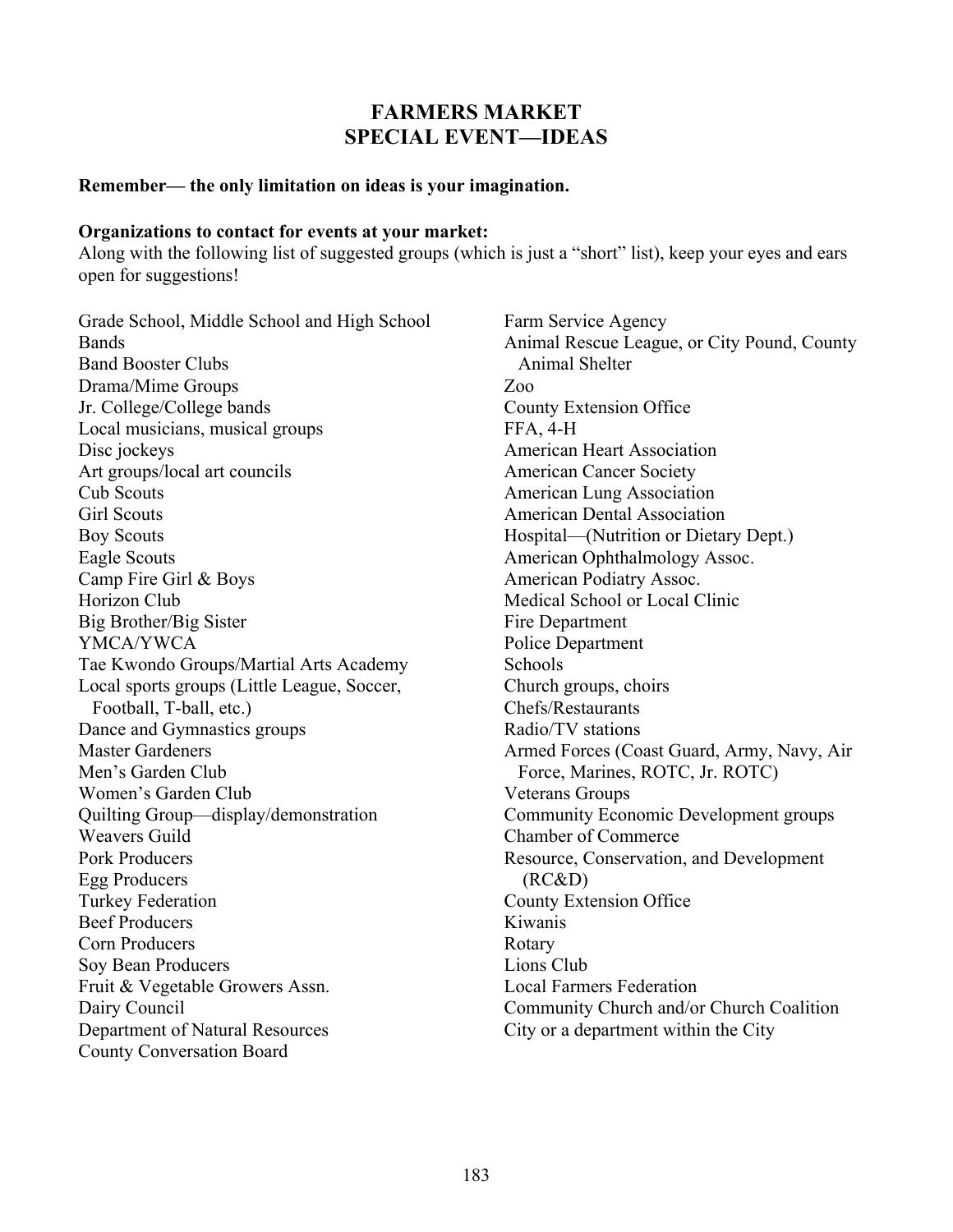# FARMERS MARKET
# SPECIAL EVENT—IDEAS

**Remember— the only limitation on ideas is your imagination.**

**Organizations to contact for events at your market:**
Along with the following list of suggested groups (which is just a "short" list), keep your eyes and ears open for suggestions!

- Grade School, Middle School and High School Bands
- Band Booster Clubs
- Drama/Mime Groups
- Jr. College/College bands
- Local musicians, musical groups
- Disc jockeys
- Art groups/local art councils
- Cub Scouts
- Girl Scouts
- Boy Scouts
- Eagle Scouts
- Camp Fire Girl & Boys
- Horizon Club
- Big Brother/Big Sister
- YMCA/YWCA
- Tae Kwondo Groups/Martial Arts Academy
- Local sports groups (Little League, Soccer, Football, T-ball, etc.)
- Dance and Gymnastics groups
- Master Gardeners
- Men's Garden Club
- Women's Garden Club
- Quilting Group—display/demonstration
- Weavers Guild
- Pork Producers
- Egg Producers
- Turkey Federation
- Beef Producers
- Corn Producers
- Soy Bean Producers
- Fruit & Vegetable Growers Assn.
- Dairy Council
- Department of Natural Resources
- County Conversation Board
- Farm Service Agency
- Animal Rescue League, or City Pound, County Animal Shelter
- Zoo
- County Extension Office
- FFA, 4-H
- American Heart Association
- American Cancer Society
- American Lung Association
- American Dental Association
- Hospital—(Nutrition or Dietary Dept.)
- American Ophthalmology Assoc.
- American Podiatry Assoc.
- Medical School or Local Clinic
- Fire Department
- Police Department
- Schools
- Church groups, choirs
- Chefs/Restaurants
- Radio/TV stations
- Armed Forces (Coast Guard, Army, Navy, Air Force, Marines, ROTC, Jr. ROTC)
- Veterans Groups
- Community Economic Development groups
- Chamber of Commerce
- Resource, Conservation, and Development (RC&D)
- County Extension Office
- Kiwanis
- Rotary
- Lions Club
- Local Farmers Federation
- Community Church and/or Church Coalition
- City or a department within the City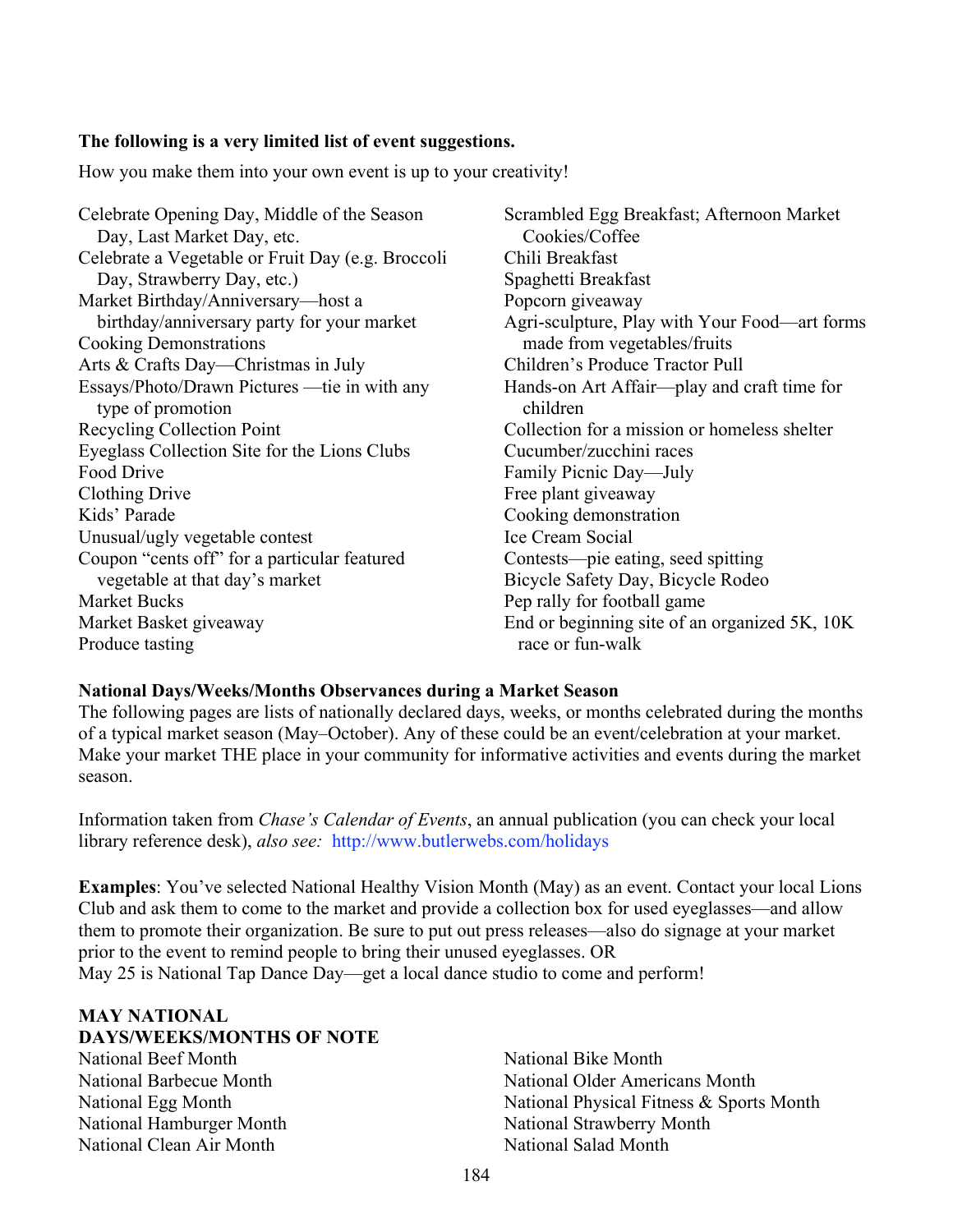**The following is a very limited list of event suggestions.**

How you make them into your own event is up to your creativity!

- Celebrate Opening Day, Middle of the Season Day, Last Market Day, etc.
- Celebrate a Vegetable or Fruit Day (e.g. Broccoli Day, Strawberry Day, etc.)
- Market Birthday/Anniversary—host a birthday/anniversary party for your market
- Cooking Demonstrations
- Arts & Crafts Day—Christmas in July
- Essays/Photo/Drawn Pictures —tie in with any type of promotion
- Recycling Collection Point
- Eyeglass Collection Site for the Lions Clubs
- Food Drive
- Clothing Drive
- Kids' Parade
- Unusual/ugly vegetable contest
- Coupon "cents off" for a particular featured vegetable at that day's market
- Market Bucks
- Market Basket giveaway
- Produce tasting
- Scrambled Egg Breakfast; Afternoon Market Cookies/Coffee
- Chili Breakfast
- Spaghetti Breakfast
- Popcorn giveaway
- Agri-sculpture, Play with Your Food—art forms made from vegetables/fruits
- Children's Produce Tractor Pull
- Hands-on Art Affair—play and craft time for children
- Collection for a mission or homeless shelter
- Cucumber/zucchini races
- Family Picnic Day—July
- Free plant giveaway
- Cooking demonstration
- Ice Cream Social
- Contests—pie eating, seed spitting
- Bicycle Safety Day, Bicycle Rodeo
- Pep rally for football game
- End or beginning site of an organized 5K, 10K race or fun-walk

**National Days/Weeks/Months Observances during a Market Season**
The following pages are lists of nationally declared days, weeks, or months celebrated during the months of a typical market season (May–October). Any of these could be an event/celebration at your market. Make your market THE place in your community for informative activities and events during the market season.

Information taken from *Chase's Calendar of Events*, an annual publication (you can check your local library reference desk), *also see:* http://www.butlerwebs.com/holidays

**Examples**: You've selected National Healthy Vision Month (May) as an event. Contact your local Lions Club and ask them to come to the market and provide a collection box for used eyeglasses—and allow them to promote their organization. Be sure to put out press releases—also do signage at your market prior to the event to remind people to bring their unused eyeglasses. OR
May 25 is National Tap Dance Day—get a local dance studio to come and perform!

**MAY NATIONAL DAYS/WEEKS/MONTHS OF NOTE**

- National Beef Month
- National Barbecue Month
- National Egg Month
- National Hamburger Month
- National Clean Air Month
- National Bike Month
- National Older Americans Month
- National Physical Fitness & Sports Month
- National Strawberry Month
- National Salad Month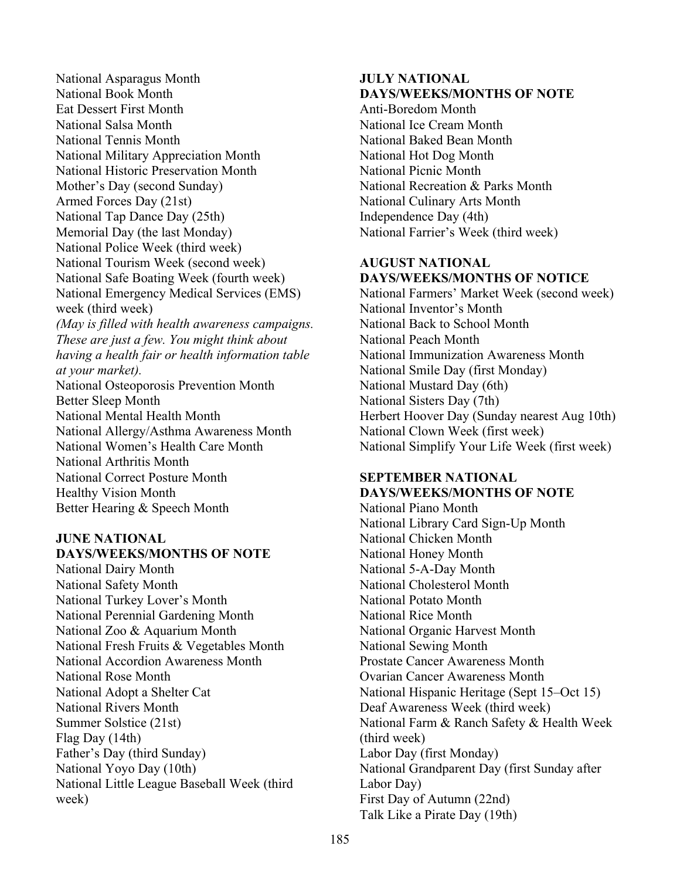National Asparagus Month
National Book Month
Eat Dessert First Month
National Salsa Month
National Tennis Month
National Military Appreciation Month
National Historic Preservation Month
Mother's Day (second Sunday)
Armed Forces Day (21st)
National Tap Dance Day (25th)
Memorial Day (the last Monday)
National Police Week (third week)
National Tourism Week (second week)
National Safe Boating Week (fourth week)
National Emergency Medical Services (EMS) week (third week)
*(May is filled with health awareness campaigns. These are just a few. You might think about having a health fair or health information table at your market).*
National Osteoporosis Prevention Month
Better Sleep Month
National Mental Health Month
National Allergy/Asthma Awareness Month
National Women's Health Care Month
National Arthritis Month
National Correct Posture Month
Healthy Vision Month
Better Hearing & Speech Month

**JUNE NATIONAL DAYS/WEEKS/MONTHS OF NOTE**

National Dairy Month
National Safety Month
National Turkey Lover's Month
National Perennial Gardening Month
National Zoo & Aquarium Month
National Fresh Fruits & Vegetables Month
National Accordion Awareness Month
National Rose Month
National Adopt a Shelter Cat
National Rivers Month
Summer Solstice (21st)
Flag Day (14th)
Father's Day (third Sunday)
National Yoyo Day (10th)
National Little League Baseball Week (third week)

**JULY NATIONAL DAYS/WEEKS/MONTHS OF NOTE**

Anti-Boredom Month
National Ice Cream Month
National Baked Bean Month
National Hot Dog Month
National Picnic Month
National Recreation & Parks Month
National Culinary Arts Month
Independence Day (4th)
National Farrier's Week (third week)

**AUGUST NATIONAL DAYS/WEEKS/MONTHS OF NOTICE**

National Farmers' Market Week (second week)
National Inventor's Month
National Back to School Month
National Peach Month
National Immunization Awareness Month
National Smile Day (first Monday)
National Mustard Day (6th)
National Sisters Day (7th)
Herbert Hoover Day (Sunday nearest Aug 10th)
National Clown Week (first week)
National Simplify Your Life Week (first week)

**SEPTEMBER NATIONAL DAYS/WEEKS/MONTHS OF NOTE**

National Piano Month
National Library Card Sign-Up Month
National Chicken Month
National Honey Month
National 5-A-Day Month
National Cholesterol Month
National Potato Month
National Rice Month
National Organic Harvest Month
National Sewing Month
Prostate Cancer Awareness Month
Ovarian Cancer Awareness Month
National Hispanic Heritage (Sept 15–Oct 15)
Deaf Awareness Week (third week)
National Farm & Ranch Safety & Health Week (third week)
Labor Day (first Monday)
National Grandparent Day (first Sunday after Labor Day)
First Day of Autumn (22nd)
Talk Like a Pirate Day (19th)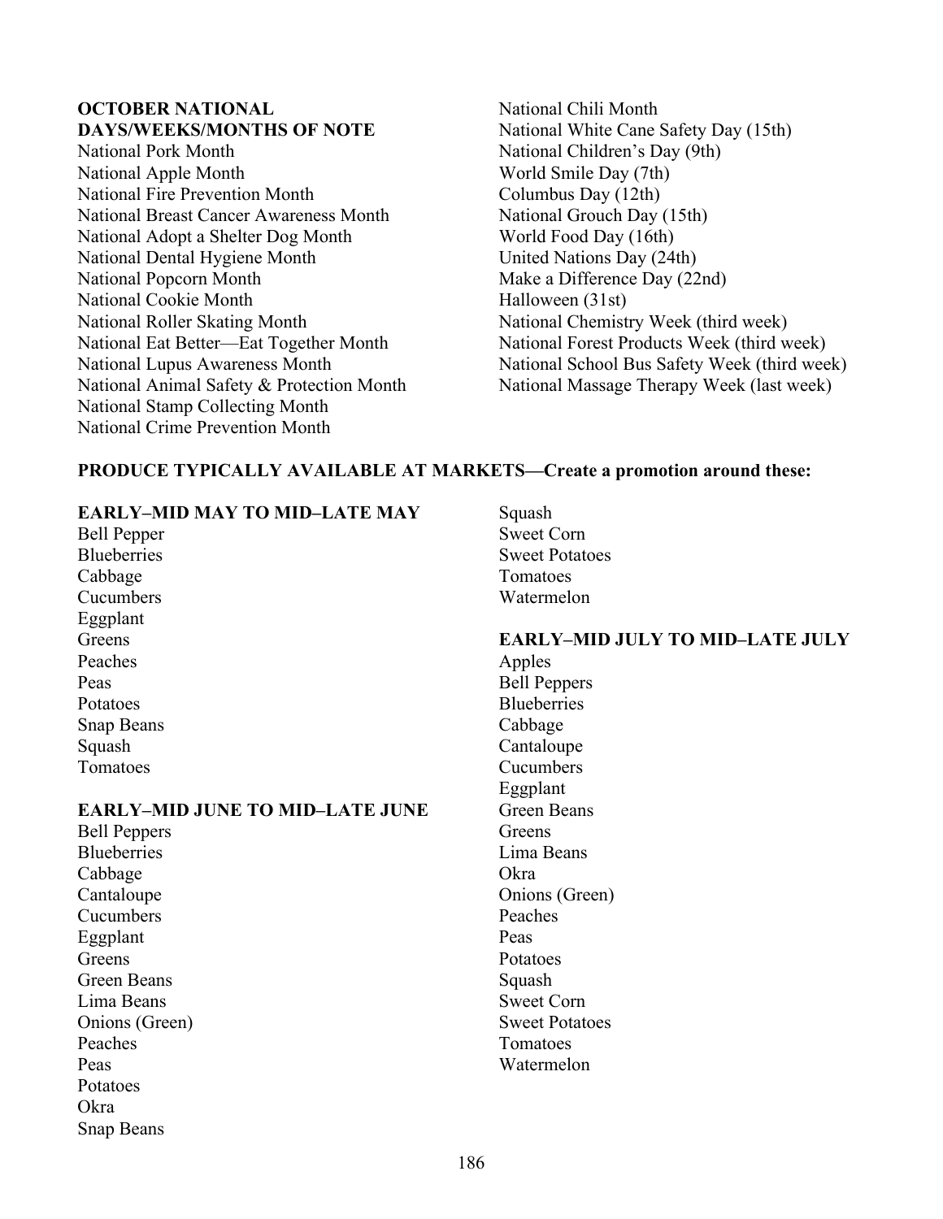**OCTOBER NATIONAL DAYS/WEEKS/MONTHS OF NOTE**

National Pork Month
National Apple Month
National Fire Prevention Month
National Breast Cancer Awareness Month
National Adopt a Shelter Dog Month
National Dental Hygiene Month
National Popcorn Month
National Cookie Month
National Roller Skating Month
National Eat Better—Eat Together Month
National Lupus Awareness Month
National Animal Safety & Protection Month
National Stamp Collecting Month
National Crime Prevention Month
National Chili Month
National White Cane Safety Day (15th)
National Children's Day (9th)
World Smile Day (7th)
Columbus Day (12th)
National Grouch Day (15th)
World Food Day (16th)
United Nations Day (24th)
Make a Difference Day (22nd)
Halloween (31st)
National Chemistry Week (third week)
National Forest Products Week (third week)
National School Bus Safety Week (third week)
National Massage Therapy Week (last week)

**PRODUCE TYPICALLY AVAILABLE AT MARKETS—Create a promotion around these:**

**EARLY–MID MAY TO MID–LATE MAY**

Bell Pepper
Blueberries
Cabbage
Cucumbers
Eggplant
Greens
Peaches
Peas
Potatoes
Snap Beans
Squash
Tomatoes

**EARLY–MID JUNE TO MID–LATE JUNE**

Bell Peppers
Blueberries
Cabbage
Cantaloupe
Cucumbers
Eggplant
Greens
Green Beans
Lima Beans
Onions (Green)
Peaches
Peas
Potatoes
Okra
Snap Beans
Squash
Sweet Corn
Sweet Potatoes
Tomatoes
Watermelon

**EARLY–MID JULY TO MID–LATE JULY**

Apples
Bell Peppers
Blueberries
Cabbage
Cantaloupe
Cucumbers
Eggplant
Green Beans
Greens
Lima Beans
Okra
Onions (Green)
Peaches
Peas
Potatoes
Squash
Sweet Corn
Sweet Potatoes
Tomatoes
Watermelon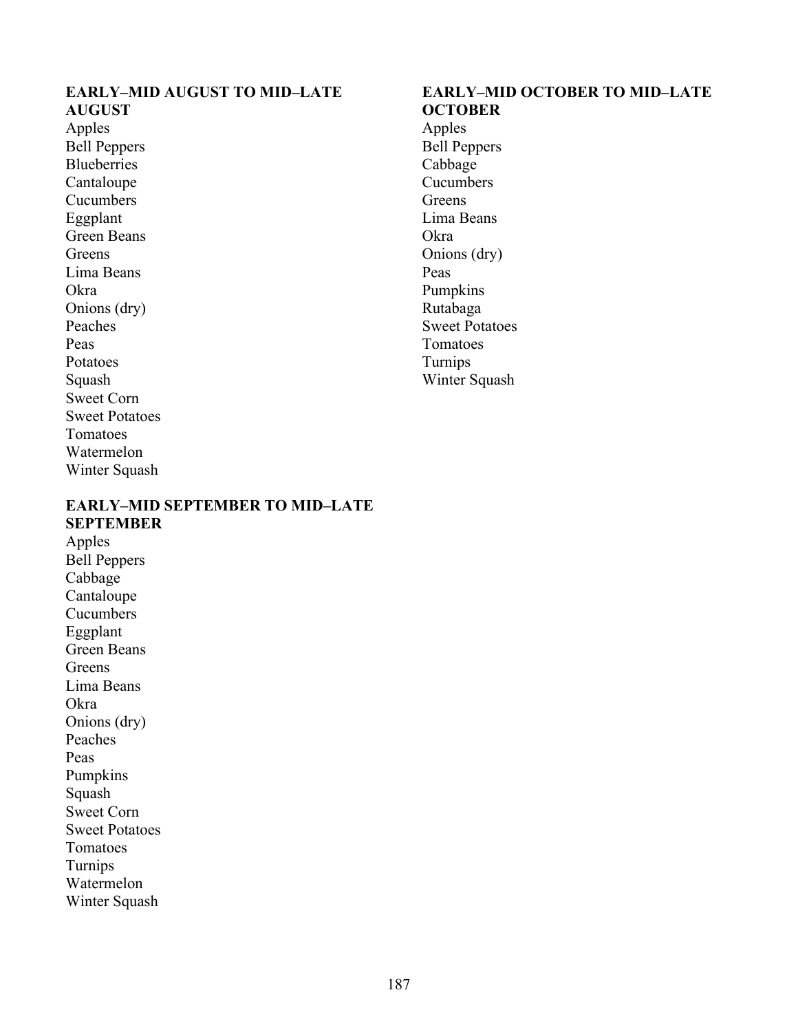**EARLY–MID AUGUST TO MID–LATE AUGUST**

Apples
Bell Peppers
Blueberries
Cantaloupe
Cucumbers
Eggplant
Green Beans
Greens
Lima Beans
Okra
Onions (dry)
Peaches
Peas
Potatoes
Squash
Sweet Corn
Sweet Potatoes
Tomatoes
Watermelon
Winter Squash

**EARLY–MID SEPTEMBER TO MID–LATE SEPTEMBER**

Apples
Bell Peppers
Cabbage
Cantaloupe
Cucumbers
Eggplant
Green Beans
Greens
Lima Beans
Okra
Onions (dry)
Peaches
Peas
Pumpkins
Squash
Sweet Corn
Sweet Potatoes
Tomatoes
Turnips
Watermelon
Winter Squash

**EARLY–MID OCTOBER TO MID–LATE OCTOBER**

Apples
Bell Peppers
Cabbage
Cucumbers
Greens
Lima Beans
Okra
Onions (dry)
Peas
Pumpkins
Rutabaga
Sweet Potatoes
Tomatoes
Turnips
Winter Squash